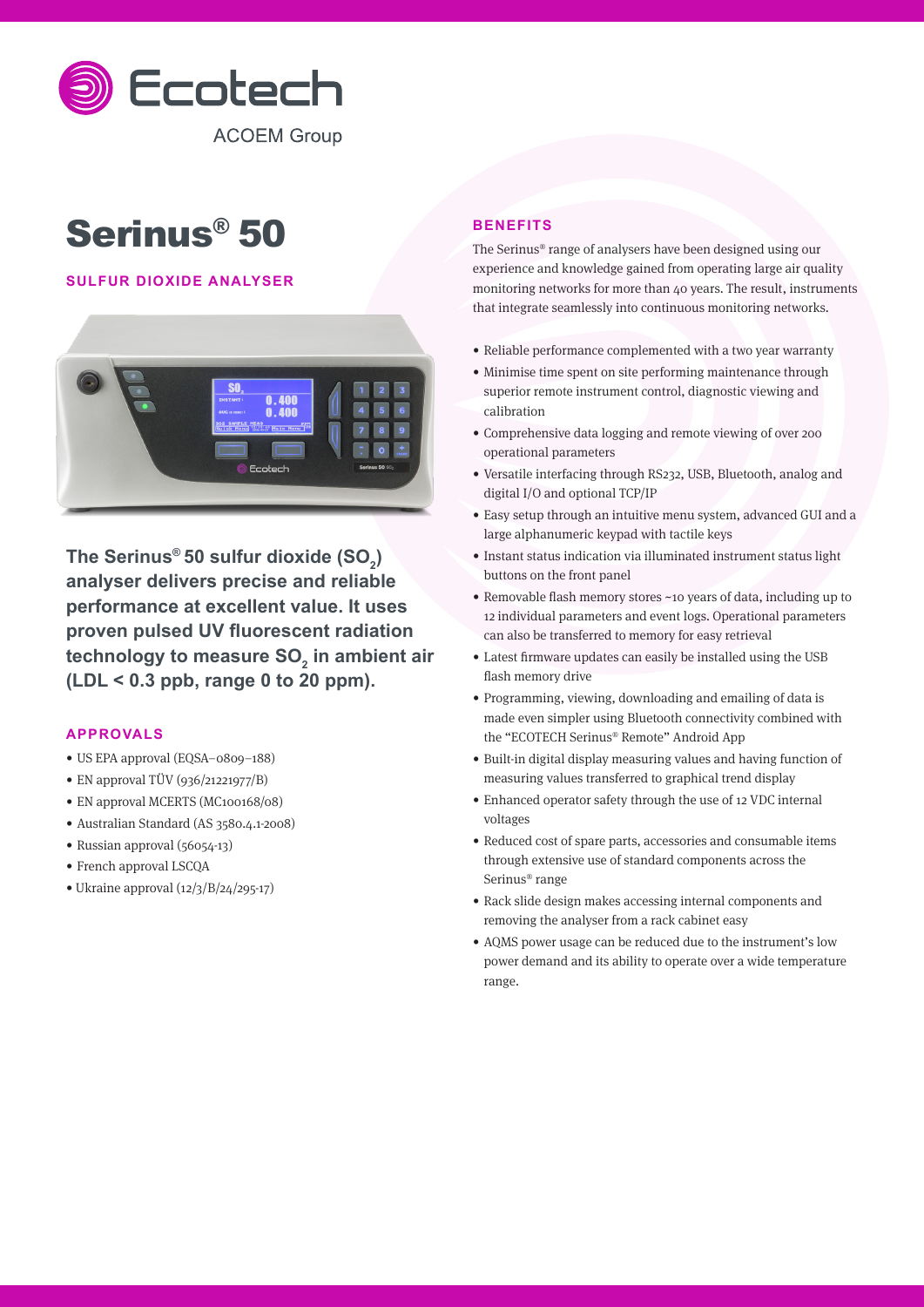Ecotech

ACOEM Group

# Serinus® 50

## SULFUR DIOXIDE ANALYSER

**The Serinus® 50 sulfur dioxide ($SO_2$) analyser delivers precise and reliable performance at excellent value. It uses proven pulsed UV fluorescent radiation technology to measure $SO_2$ in ambient air (LDL < 0.3 ppb, range 0 to 20 ppm).**

### APPROVALS

- US EPA approval (EQSA–0809–188)
- EN approval TÜV (936/21221977/B)
- EN approval MCERTS (MC100168/08)
- Australian Standard (AS 3580.4.1-2008)
- Russian approval (56054-13)
- French approval LSCQA
- Ukraine approval (12/3/B/24/295-17)

### BENEFITS

The Serinus® range of analysers have been designed using our experience and knowledge gained from operating large air quality monitoring networks for more than 40 years. The result, instruments that integrate seamlessly into continuous monitoring networks.

- Reliable performance complemented with a two year warranty
- Minimise time spent on site performing maintenance through superior remote instrument control, diagnostic viewing and calibration
- Comprehensive data logging and remote viewing of over 200 operational parameters
- Versatile interfacing through RS232, USB, Bluetooth, analog and digital I/O and optional TCP/IP
- Easy setup through an intuitive menu system, advanced GUI and a large alphanumeric keypad with tactile keys
- Instant status indication via illuminated instrument status light buttons on the front panel
- Removable flash memory stores ~10 years of data, including up to 12 individual parameters and event logs. Operational parameters can also be transferred to memory for easy retrieval
- Latest firmware updates can easily be installed using the USB flash memory drive
- Programming, viewing, downloading and emailing of data is made even simpler using Bluetooth connectivity combined with the "ECOTECH Serinus® Remote" Android App
- Built-in digital display measuring values and having function of measuring values transferred to graphical trend display
- Enhanced operator safety through the use of 12 VDC internal voltages
- Reduced cost of spare parts, accessories and consumable items through extensive use of standard components across the Serinus® range
- Rack slide design makes accessing internal components and removing the analyser from a rack cabinet easy
- AQMS power usage can be reduced due to the instrument's low power demand and its ability to operate over a wide temperature range.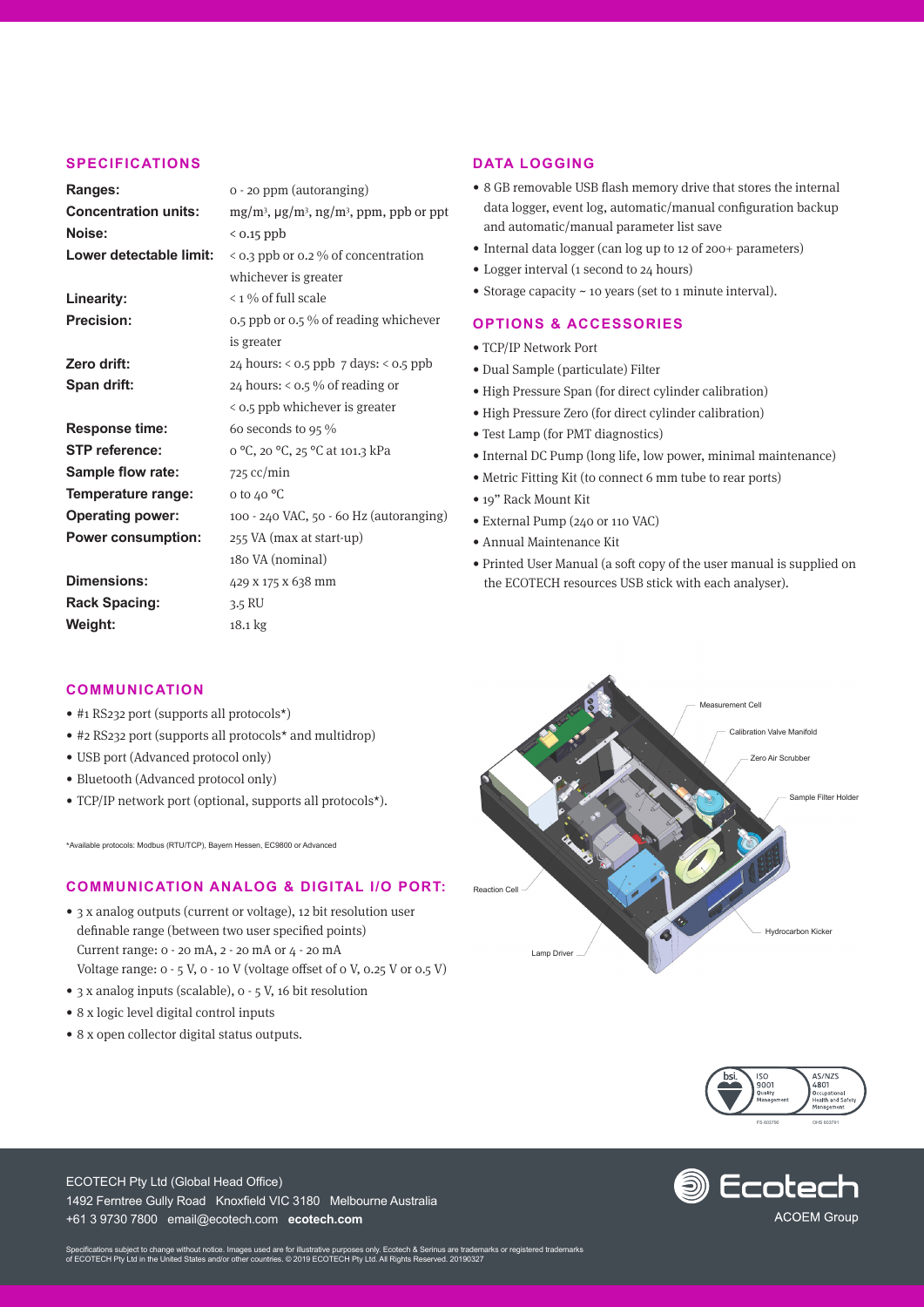## SPECIFICATIONS

| | |
|---|---|
| **Ranges:** | 0 - 20 ppm (autoranging) |
| **Concentration units:** | $mg/m^3$, $\mu g/m^3$, $ng/m^3$, ppm, ppb or ppt |
| **Noise:** | < 0.15 ppb |
| **Lower detectable limit:** | < 0.3 ppb or 0.2 % of concentration whichever is greater |
| **Linearity:** | < 1 % of full scale |
| **Precision:** | 0.5 ppb or 0.5 % of reading whichever is greater |
| **Zero drift:** | 24 hours: < 0.5 ppb 7 days: < 0.5 ppb |
| **Span drift:** | 24 hours: < 0.5 % of reading or < 0.5 ppb whichever is greater |
| **Response time:** | 60 seconds to 95 % |
| **STP reference:** | 0 °C, 20 °C, 25 °C at 101.3 kPa |
| **Sample flow rate:** | 725 cc/min |
| **Temperature range:** | 0 to 40 °C |
| **Operating power:** | 100 - 240 VAC, 50 - 60 Hz (autoranging) |
| **Power consumption:** | 255 VA (max at start-up) 180 VA (nominal) |
| **Dimensions:** | 429 x 175 x 638 mm |
| **Rack Spacing:** | 3.5 RU |
| **Weight:** | 18.1 kg |

## DATA LOGGING

- 8 GB removable USB flash memory drive that stores the internal data logger, event log, automatic/manual configuration backup and automatic/manual parameter list save
- Internal data logger (can log up to 12 of 200+ parameters)
- Logger interval (1 second to 24 hours)
- Storage capacity ~ 10 years (set to 1 minute interval).

## OPTIONS & ACCESSORIES

- TCP/IP Network Port
- Dual Sample (particulate) Filter
- High Pressure Span (for direct cylinder calibration)
- High Pressure Zero (for direct cylinder calibration)
- Test Lamp (for PMT diagnostics)
- Internal DC Pump (long life, low power, minimal maintenance)
- Metric Fitting Kit (to connect 6 mm tube to rear ports)
- 19" Rack Mount Kit
- External Pump (240 or 110 VAC)
- Annual Maintenance Kit
- Printed User Manual (a soft copy of the user manual is supplied on the ECOTECH resources USB stick with each analyser).

## COMMUNICATION

- #1 RS232 port (supports all protocols*)
- #2 RS232 port (supports all protocols* and multidrop)
- USB port (Advanced protocol only)
- Bluetooth (Advanced protocol only)
- TCP/IP network port (optional, supports all protocols*).

*Available protocols: Modbus (RTU/TCP), Bayern Hessen, EC9800 or Advanced

## COMMUNICATION ANALOG & DIGITAL I/O PORT:

- 3 x analog outputs (current or voltage), 12 bit resolution user definable range (between two user specified points)
  Current range: 0 - 20 mA, 2 - 20 mA or 4 - 20 mA
  Voltage range: 0 - 5 V, 0 - 10 V (voltage offset of 0 V, 0.25 V or 0.5 V)
- 3 x analog inputs (scalable), 0 - 5 V, 16 bit resolution
- 8 x logic level digital control inputs
- 8 x open collector digital status outputs.

Measurement Cell
Calibration Valve Manifold
Zero Air Scrubber
Sample Filter Holder
Reaction Cell
Hydrocarbon Kicker
Lamp Driver

ISO 9001 Quality Management
AS/NZS 4801 Occupational Health and Safety Management
FS 603790 OHS 603791

ECOTECH Pty Ltd (Global Head Office)
1492 Ferntree Gully Road Knoxfield VIC 3180 Melbourne Australia
+61 3 9730 7800 email@ecotech.com **ecotech.com**

Ecotech
ACOEM Group

Specifications subject to change without notice. Images used are for illustrative purposes only. Ecotech & Serinus are trademarks or registered trademarks of ECOTECH Pty Ltd in the United States and/or other countries. © 2019 ECOTECH Pty Ltd. All Rights Reserved. 20190327